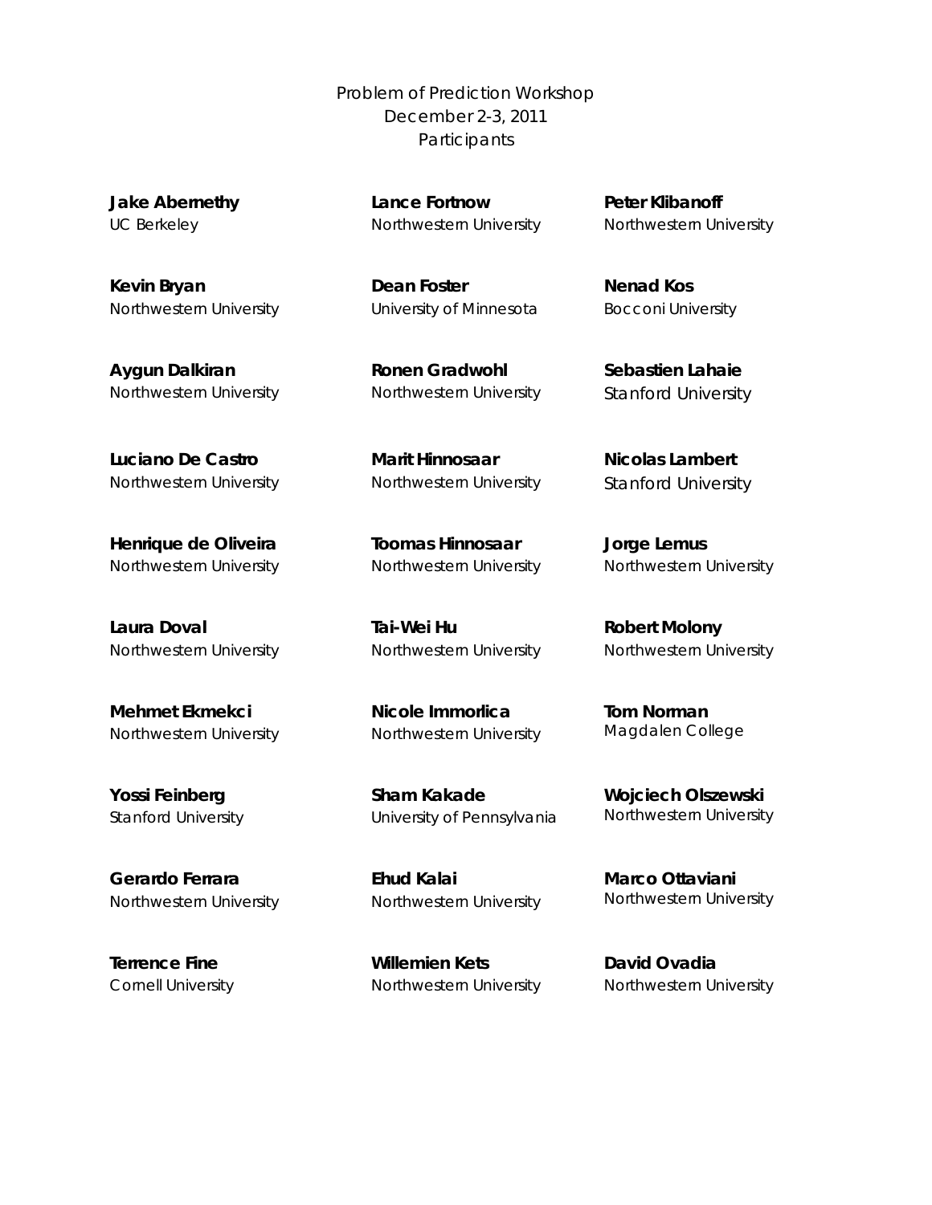Problem of Prediction Workshop
December 2-3, 2011
Participants

**Jake Abernethy**
UC Berkeley

**Kevin Bryan**
Northwestern University

**Aygun Dalkiran**
Northwestern University

**Luciano De Castro**
Northwestern University

**Henrique de Oliveira**
Northwestern University

**Laura Doval**
Northwestern University

**Mehmet Ekmekci**
Northwestern University

**Yossi Feinberg**
Stanford University

**Gerardo Ferrara**
Northwestern University

**Terrence Fine**
Cornell University

**Lance Fortnow**
Northwestern University

**Dean Foster**
University of Minnesota

**Ronen Gradwohl**
Northwestern University

**Marit Hinnosaar**
Northwestern University

**Toomas Hinnosaar**
Northwestern University

**Tai-Wei Hu**
Northwestern University

**Nicole Immorlica**
Northwestern University

**Sham Kakade**
University of Pennsylvania

**Ehud Kalai**
Northwestern University

**Willemien Kets**
Northwestern University

**Peter Klibanoff**
Northwestern University

**Nenad Kos**
Bocconi University

**Sebastien Lahaie**
Stanford University

**Nicolas Lambert**
Stanford University

**Jorge Lemus**
Northwestern University

**Robert Molony**
Northwestern University

**Tom Norman**
Magdalen College

**Wojciech Olszewski**
Northwestern University

**Marco Ottaviani**
Northwestern University

**David Ovadia**
Northwestern University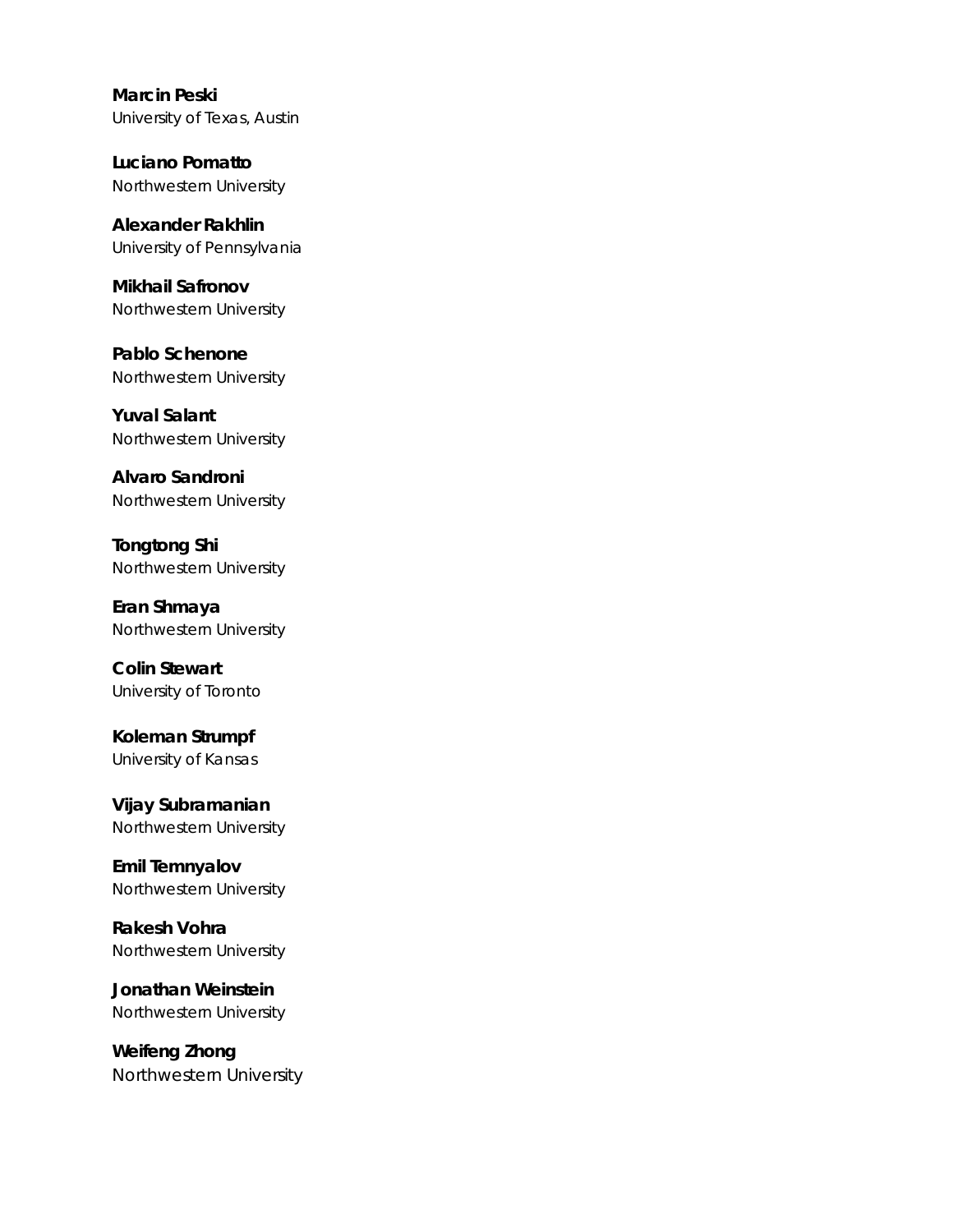**Marcin Peski**
University of Texas, Austin

**Luciano Pomatto**
Northwestern University

**Alexander Rakhlin**
University of Pennsylvania

**Mikhail Safronov**
Northwestern University

**Pablo Schenone**
Northwestern University

**Yuval Salant**
Northwestern University

**Alvaro Sandroni**
Northwestern University

**Tongtong Shi**
Northwestern University

**Eran Shmaya**
Northwestern University

**Colin Stewart**
University of Toronto

**Koleman Strumpf**
University of Kansas

**Vijay Subramanian**
Northwestern University

**Emil Temnyalov**
Northwestern University

**Rakesh Vohra**
Northwestern University

**Jonathan Weinstein**
Northwestern University

**Weifeng Zhong**
Northwestern University